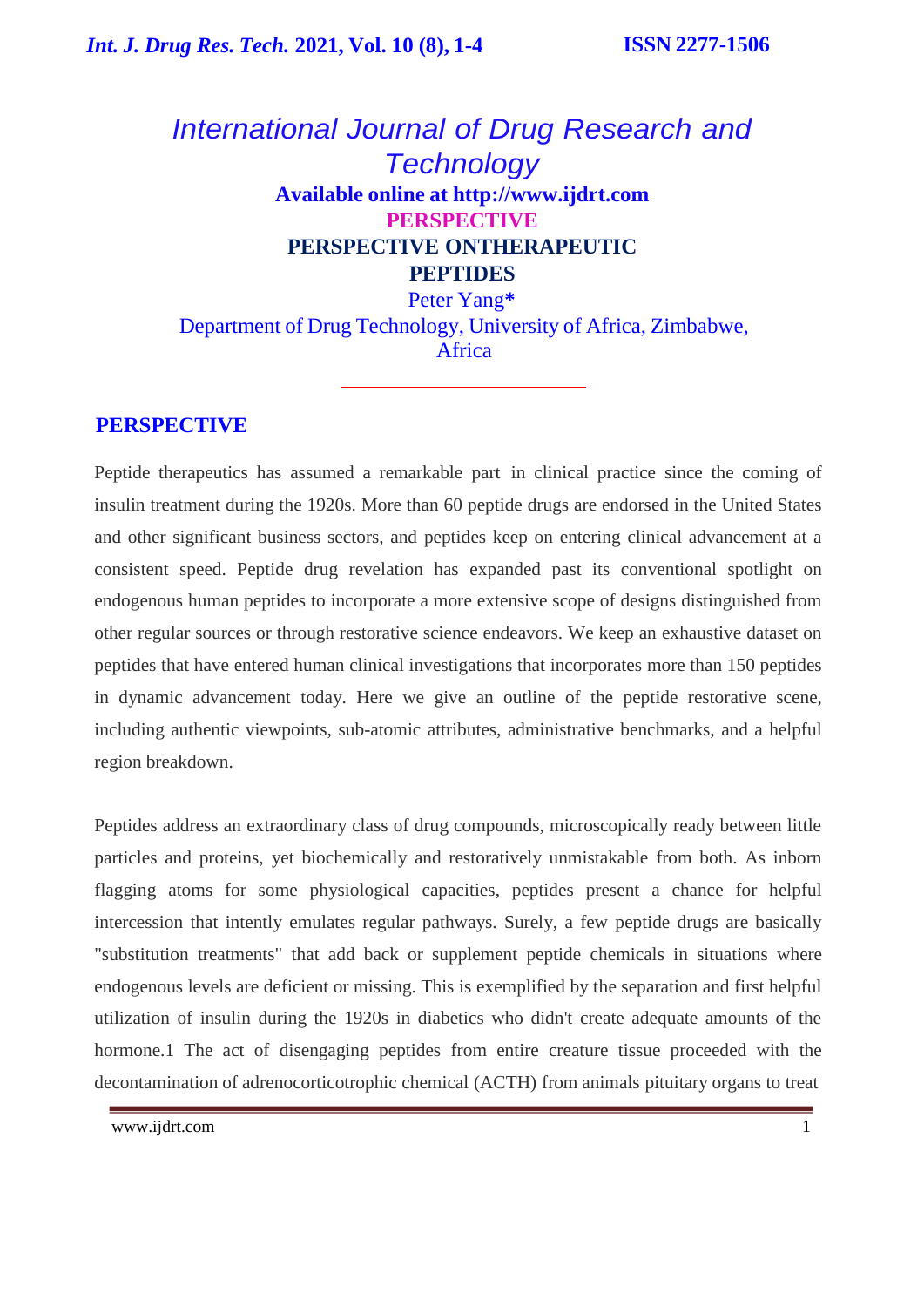# International Journal of Drug Research and Technology

**Available online at http://www.ijdrt.com**

**PERSPECTIVE**

## PERSPECTIVE ONTHERAPEUTIC PEPTIDES

Peter Yang*

Department of Drug Technology, University of Africa, Zimbabwe, Africa

## PERSPECTIVE

Peptide therapeutics has assumed a remarkable part in clinical practice since the coming of insulin treatment during the 1920s. More than 60 peptide drugs are endorsed in the United States and other significant business sectors, and peptides keep on entering clinical advancement at a consistent speed. Peptide drug revelation has expanded past its conventional spotlight on endogenous human peptides to incorporate a more extensive scope of designs distinguished from other regular sources or through restorative science endeavors. We keep an exhaustive dataset on peptides that have entered human clinical investigations that incorporates more than 150 peptides in dynamic advancement today. Here we give an outline of the peptide restorative scene, including authentic viewpoints, sub-atomic attributes, administrative benchmarks, and a helpful region breakdown.

Peptides address an extraordinary class of drug compounds, microscopically ready between little particles and proteins, yet biochemically and restoratively unmistakable from both. As inborn flagging atoms for some physiological capacities, peptides present a chance for helpful intercession that intently emulates regular pathways. Surely, a few peptide drugs are basically "substitution treatments" that add back or supplement peptide chemicals in situations where endogenous levels are deficient or missing. This is exemplified by the separation and first helpful utilization of insulin during the 1920s in diabetics who didn't create adequate amounts of the hormone.1 The act of disengaging peptides from entire creature tissue proceeded with the decontamination of adrenocorticotrophic chemical (ACTH) from animals pituitary organs to treat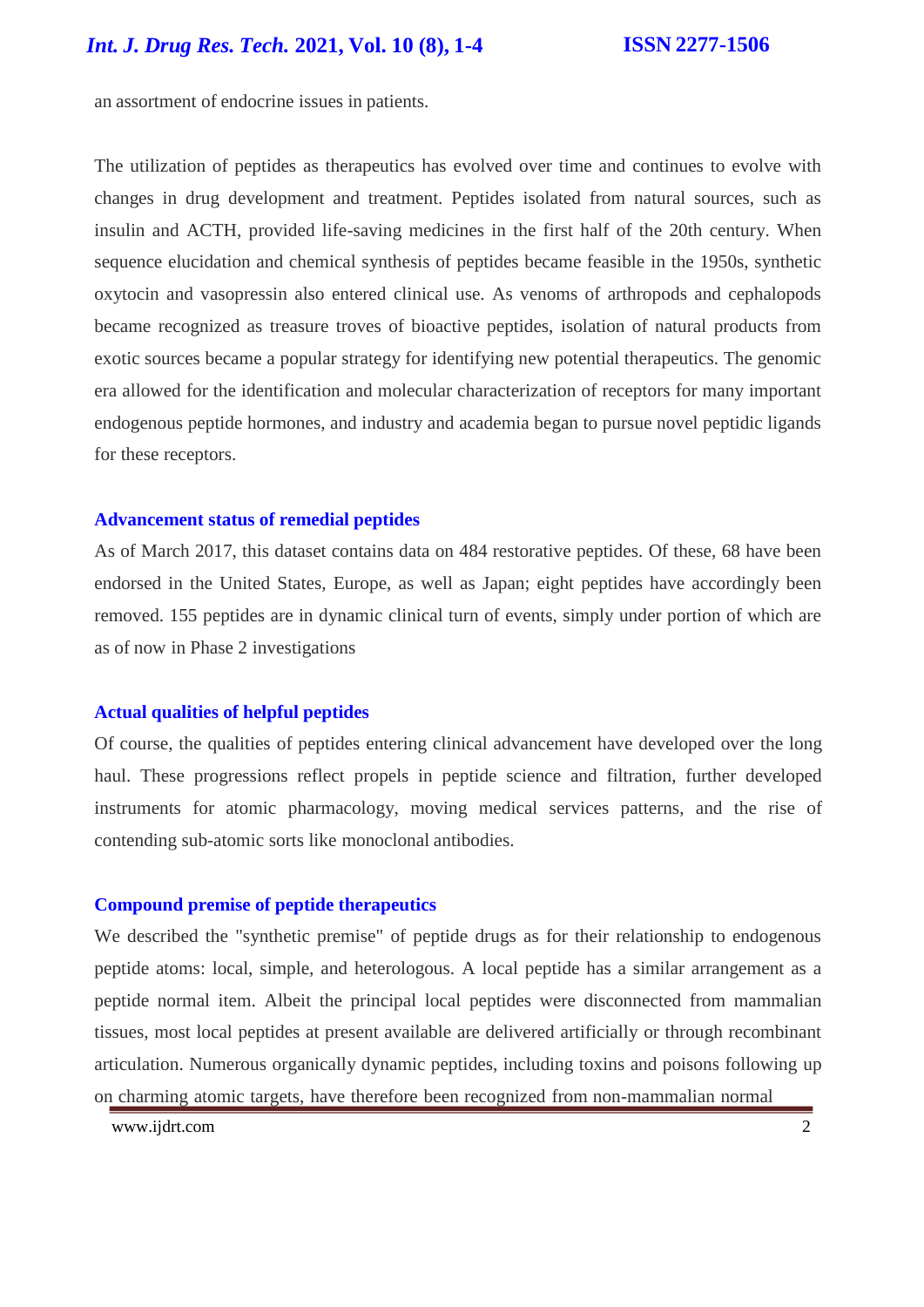an assortment of endocrine issues in patients.

The utilization of peptides as therapeutics has evolved over time and continues to evolve with changes in drug development and treatment. Peptides isolated from natural sources, such as insulin and ACTH, provided life-saving medicines in the first half of the 20th century. When sequence elucidation and chemical synthesis of peptides became feasible in the 1950s, synthetic oxytocin and vasopressin also entered clinical use. As venoms of arthropods and cephalopods became recognized as treasure troves of bioactive peptides, isolation of natural products from exotic sources became a popular strategy for identifying new potential therapeutics. The genomic era allowed for the identification and molecular characterization of receptors for many important endogenous peptide hormones, and industry and academia began to pursue novel peptidic ligands for these receptors.

### Advancement status of remedial peptides

As of March 2017, this dataset contains data on 484 restorative peptides. Of these, 68 have been endorsed in the United States, Europe, as well as Japan; eight peptides have accordingly been removed. 155 peptides are in dynamic clinical turn of events, simply under portion of which are as of now in Phase 2 investigations

### Actual qualities of helpful peptides

Of course, the qualities of peptides entering clinical advancement have developed over the long haul. These progressions reflect propels in peptide science and filtration, further developed instruments for atomic pharmacology, moving medical services patterns, and the rise of contending sub-atomic sorts like monoclonal antibodies.

### Compound premise of peptide therapeutics

We described the "synthetic premise" of peptide drugs as for their relationship to endogenous peptide atoms: local, simple, and heterologous. A local peptide has a similar arrangement as a peptide normal item. Albeit the principal local peptides were disconnected from mammalian tissues, most local peptides at present available are delivered artificially or through recombinant articulation. Numerous organically dynamic peptides, including toxins and poisons following up on charming atomic targets, have therefore been recognized from non-mammalian normal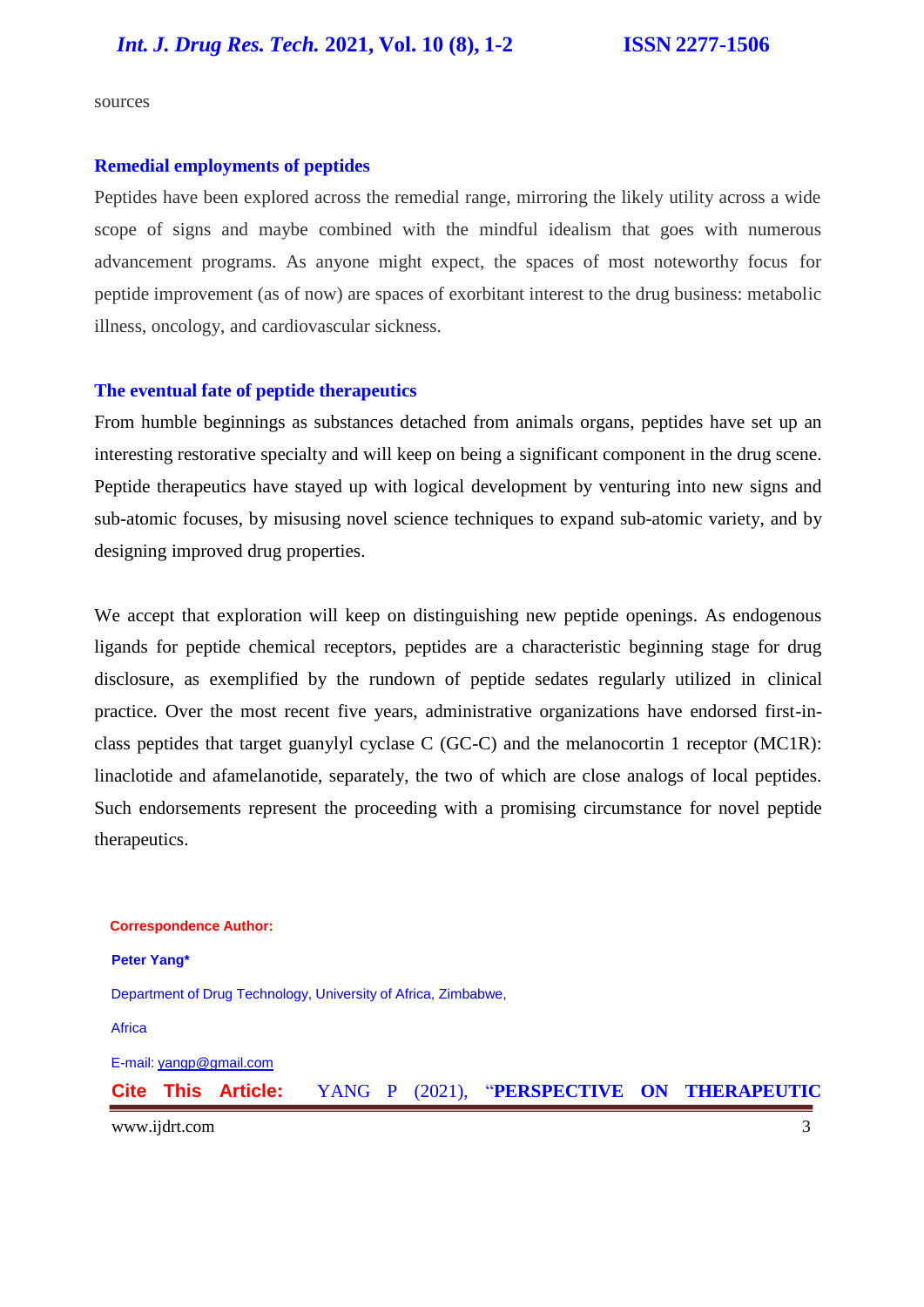sources

## Remedial employments of peptides

Peptides have been explored across the remedial range, mirroring the likely utility across a wide scope of signs and maybe combined with the mindful idealism that goes with numerous advancement programs. As anyone might expect, the spaces of most noteworthy focus for peptide improvement (as of now) are spaces of exorbitant interest to the drug business: metabolic illness, oncology, and cardiovascular sickness.

## The eventual fate of peptide therapeutics

From humble beginnings as substances detached from animals organs, peptides have set up an interesting restorative specialty and will keep on being a significant component in the drug scene. Peptide therapeutics have stayed up with logical development by venturing into new signs and sub-atomic focuses, by misusing novel science techniques to expand sub-atomic variety, and by designing improved drug properties.

We accept that exploration will keep on distinguishing new peptide openings. As endogenous ligands for peptide chemical receptors, peptides are a characteristic beginning stage for drug disclosure, as exemplified by the rundown of peptide sedates regularly utilized in clinical practice. Over the most recent five years, administrative organizations have endorsed first-in-class peptides that target guanylyl cyclase C (GC-C) and the melanocortin 1 receptor (MC1R): linaclotide and afamelanotide, separately, the two of which are close analogs of local peptides. Such endorsements represent the proceeding with a promising circumstance for novel peptide therapeutics.

**Correspondence Author:**

**Peter Yang***

Department of Drug Technology, University of Africa, Zimbabwe,

Africa

E-mail: yangp@gmail.com

**Cite This Article:** YANG P (2021), "**PERSPECTIVE ON THERAPEUTIC**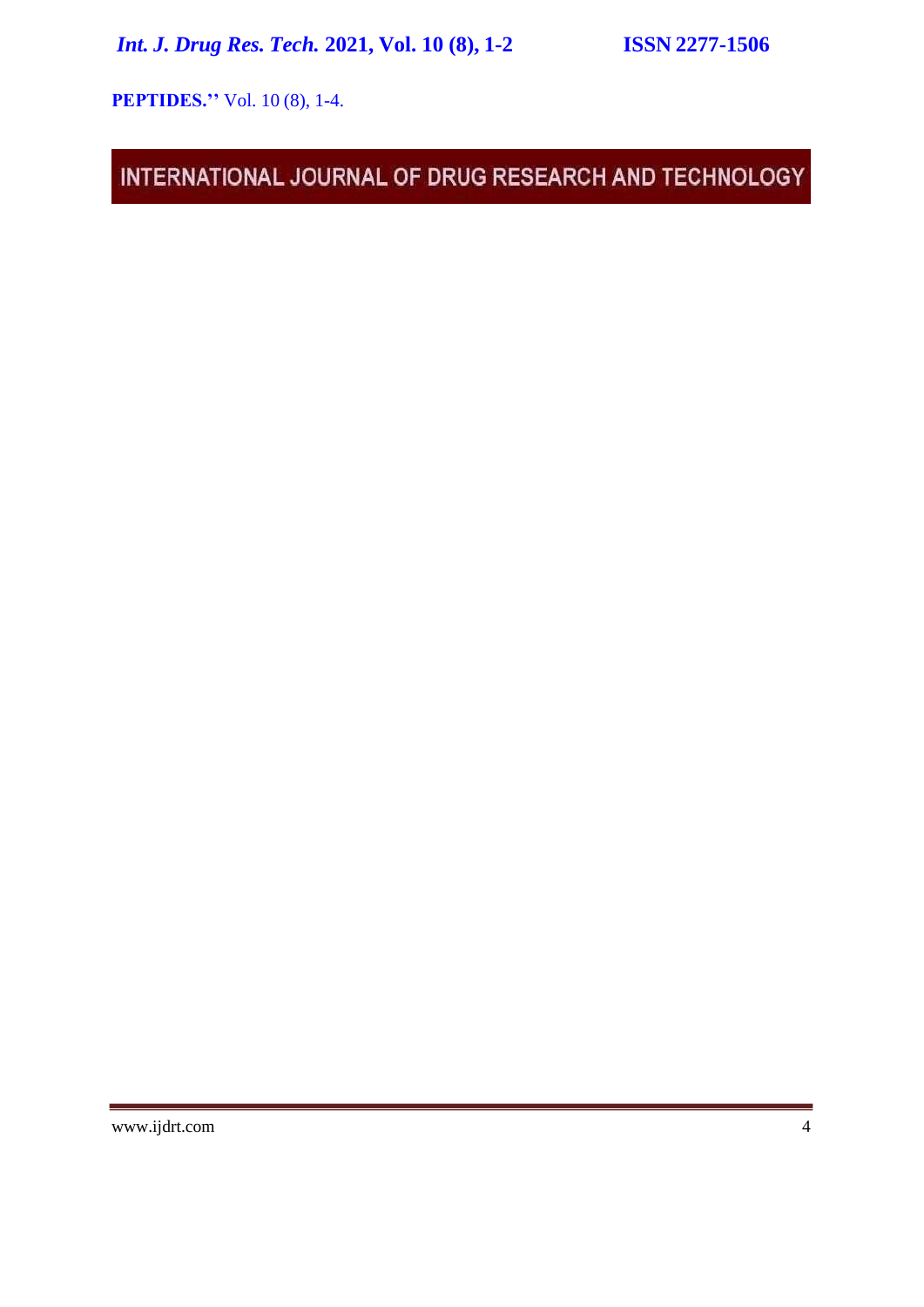**PEPTIDES.''** Vol. 10 (8), 1-4.

INTERNATIONAL JOURNAL OF DRUG RESEARCH AND TECHNOLOGY